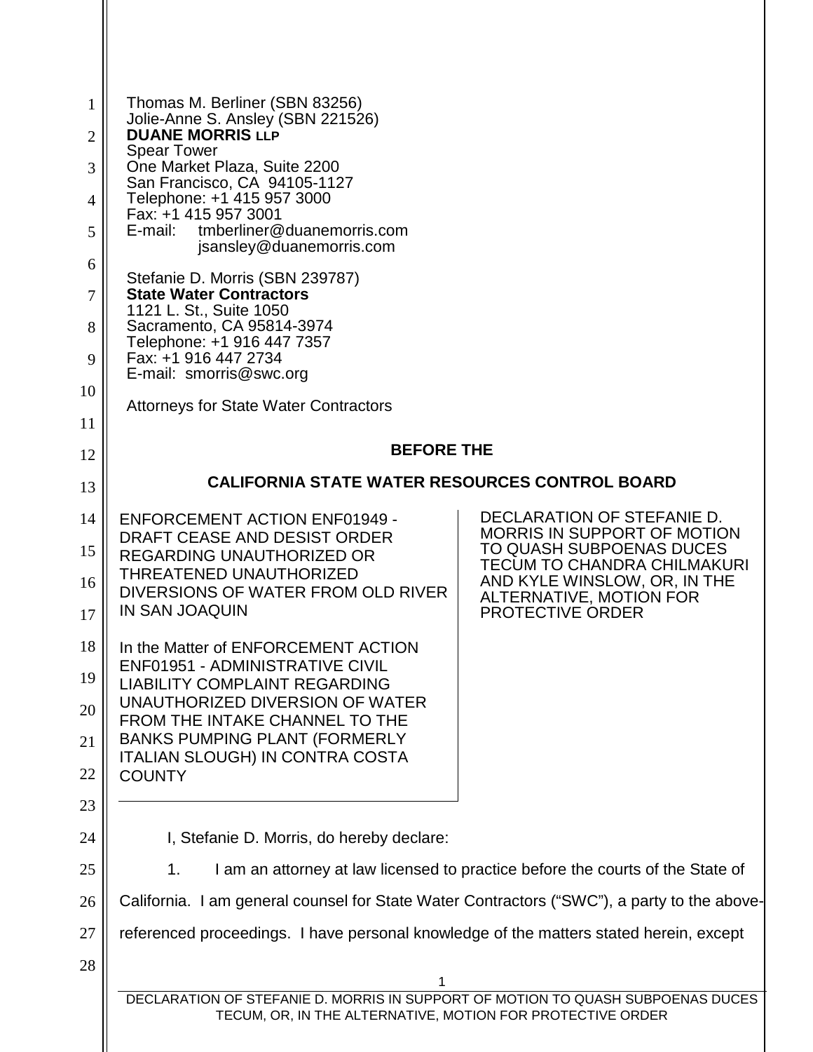Thomas M. Berliner (SBN 83256)
Jolie-Anne S. Ansley (SBN 221526)
**DUANE MORRIS LLP**
Spear Tower
One Market Plaza, Suite 2200
San Francisco, CA 94105-1127
Telephone: +1 415 957 3000
Fax: +1 415 957 3001
E-mail: tmberliner@duanemorris.com
jsansley@duanemorris.com

Stefanie D. Morris (SBN 239787)
**State Water Contractors**
1121 L. St., Suite 1050
Sacramento, CA 95814-3974
Telephone: +1 916 447 7357
Fax: +1 916 447 2734
E-mail: smorris@swc.org

Attorneys for State Water Contractors

**BEFORE THE**

**CALIFORNIA STATE WATER RESOURCES CONTROL BOARD**

| | |
|---|---|
| ENFORCEMENT ACTION ENF01949 - DRAFT CEASE AND DESIST ORDER REGARDING UNAUTHORIZED OR THREATENED UNAUTHORIZED DIVERSIONS OF WATER FROM OLD RIVER IN SAN JOAQUIN<br><br>In the Matter of ENFORCEMENT ACTION ENF01951 - ADMINISTRATIVE CIVIL LIABILITY COMPLAINT REGARDING UNAUTHORIZED DIVERSION OF WATER FROM THE INTAKE CHANNEL TO THE BANKS PUMPING PLANT (FORMERLY ITALIAN SLOUGH) IN CONTRA COSTA COUNTY | DECLARATION OF STEFANIE D. MORRIS IN SUPPORT OF MOTION TO QUASH SUBPOENAS DUCES TECUM TO CHANDRA CHILMAKURI AND KYLE WINSLOW, OR, IN THE ALTERNATIVE, MOTION FOR PROTECTIVE ORDER |

I, Stefanie D. Morris, do hereby declare:

1. I am an attorney at law licensed to practice before the courts of the State of California. I am general counsel for State Water Contractors ("SWC"), a party to the above-referenced proceedings. I have personal knowledge of the matters stated herein, except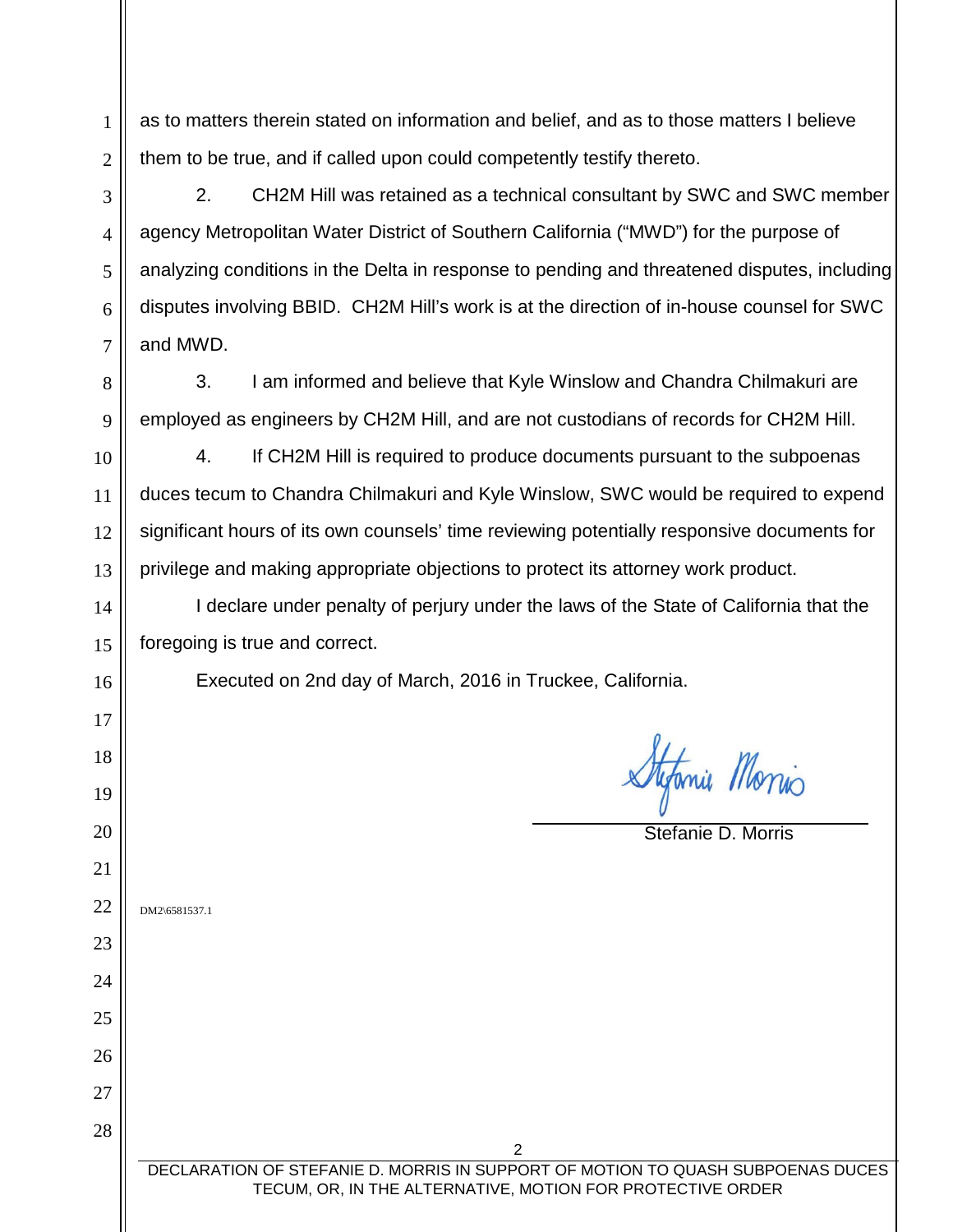as to matters therein stated on information and belief, and as to those matters I believe them to be true, and if called upon could competently testify thereto.

2. CH2M Hill was retained as a technical consultant by SWC and SWC member agency Metropolitan Water District of Southern California ("MWD") for the purpose of analyzing conditions in the Delta in response to pending and threatened disputes, including disputes involving BBID. CH2M Hill's work is at the direction of in-house counsel for SWC and MWD.

3. I am informed and believe that Kyle Winslow and Chandra Chilmakuri are employed as engineers by CH2M Hill, and are not custodians of records for CH2M Hill.

4. If CH2M Hill is required to produce documents pursuant to the subpoenas duces tecum to Chandra Chilmakuri and Kyle Winslow, SWC would be required to expend significant hours of its own counsels' time reviewing potentially responsive documents for privilege and making appropriate objections to protect its attorney work product.

I declare under penalty of perjury under the laws of the State of California that the foregoing is true and correct.

Executed on 2nd day of March, 2016 in Truckee, California.

Stefanie Morris

Stefanie D. Morris

DM2\6581537.1

DECLARATION OF STEFANIE D. MORRIS IN SUPPORT OF MOTION TO QUASH SUBPOENAS DUCES TECUM, OR, IN THE ALTERNATIVE, MOTION FOR PROTECTIVE ORDER